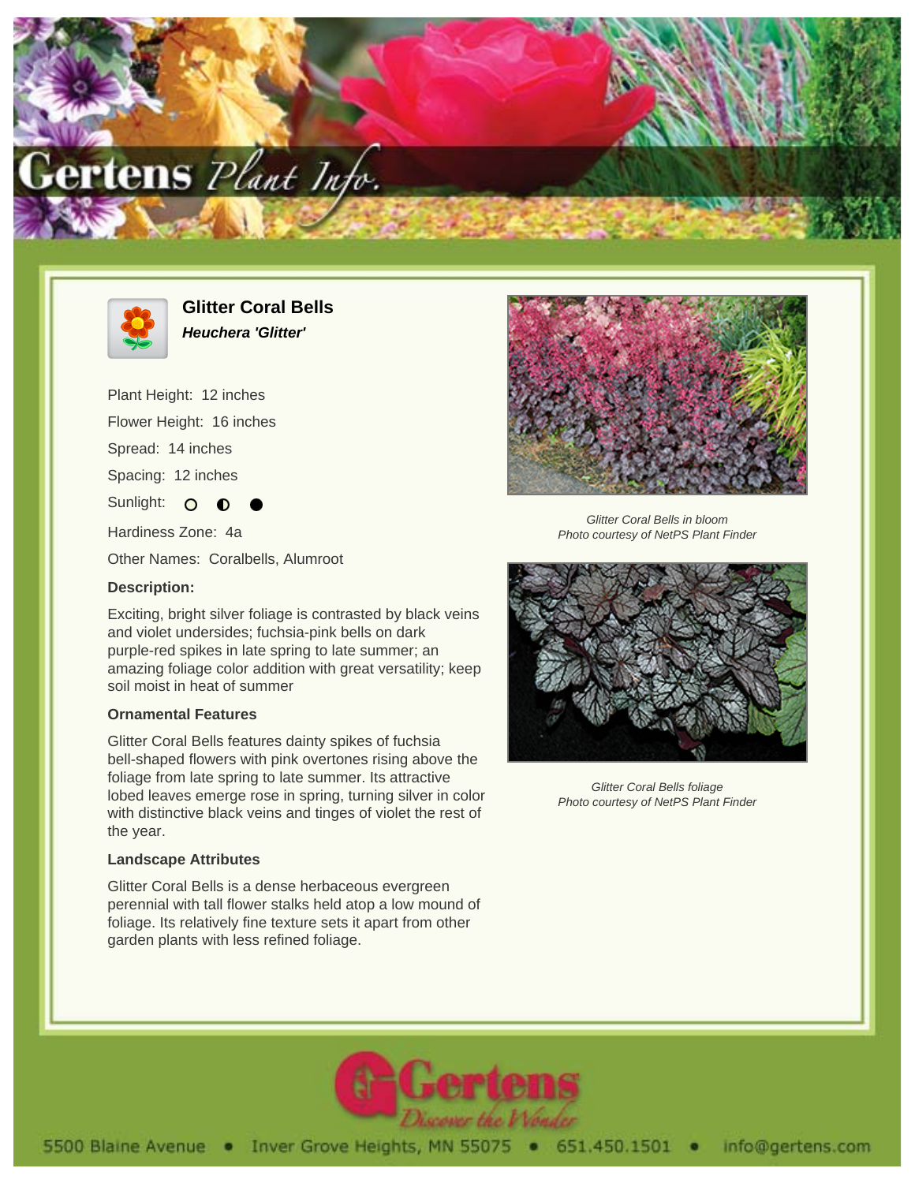# Glitter Coral Bells

***Heuchera 'Glitter'***

Plant Height: 12 inches

Flower Height: 16 inches

Spread: 14 inches

Spacing: 12 inches

Sunlight:

Hardiness Zone: 4a

Other Names: Coralbells, Alumroot

### Description:

Exciting, bright silver foliage is contrasted by black veins and violet undersides; fuchsia-pink bells on dark purple-red spikes in late spring to late summer; an amazing foliage color addition with great versatility; keep soil moist in heat of summer

### Ornamental Features

Glitter Coral Bells features dainty spikes of fuchsia bell-shaped flowers with pink overtones rising above the foliage from late spring to late summer. Its attractive lobed leaves emerge rose in spring, turning silver in color with distinctive black veins and tinges of violet the rest of the year.

### Landscape Attributes

Glitter Coral Bells is a dense herbaceous evergreen perennial with tall flower stalks held atop a low mound of foliage. Its relatively fine texture sets it apart from other garden plants with less refined foliage.

*Glitter Coral Bells in bloom*
*Photo courtesy of NetPS Plant Finder*

*Glitter Coral Bells foliage*
*Photo courtesy of NetPS Plant Finder*

5500 Blaine Avenue • Inver Grove Heights, MN 55075 • 651.450.1501 • info@gertens.com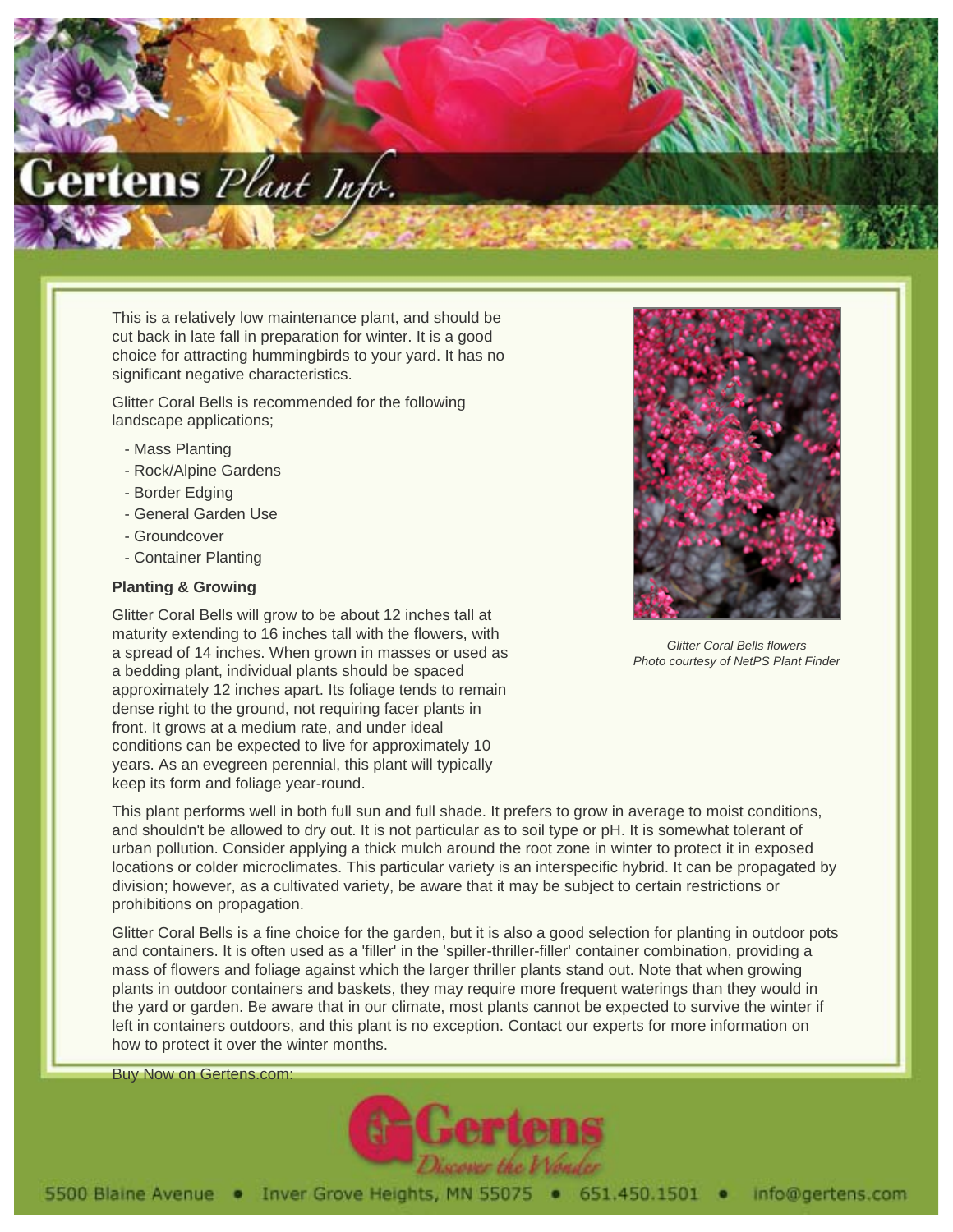This is a relatively low maintenance plant, and should be cut back in late fall in preparation for winter. It is a good choice for attracting hummingbirds to your yard. It has no significant negative characteristics.

Glitter Coral Bells is recommended for the following landscape applications;

- Mass Planting
- Rock/Alpine Gardens
- Border Edging
- General Garden Use
- Groundcover
- Container Planting

*Glitter Coral Bells flowers*
*Photo courtesy of NetPS Plant Finder*

**Planting & Growing**

Glitter Coral Bells will grow to be about 12 inches tall at maturity extending to 16 inches tall with the flowers, with a spread of 14 inches. When grown in masses or used as a bedding plant, individual plants should be spaced approximately 12 inches apart. Its foliage tends to remain dense right to the ground, not requiring facer plants in front. It grows at a medium rate, and under ideal conditions can be expected to live for approximately 10 years. As an evegreen perennial, this plant will typically keep its form and foliage year-round.

This plant performs well in both full sun and full shade. It prefers to grow in average to moist conditions, and shouldn't be allowed to dry out. It is not particular as to soil type or pH. It is somewhat tolerant of urban pollution. Consider applying a thick mulch around the root zone in winter to protect it in exposed locations or colder microclimates. This particular variety is an interspecific hybrid. It can be propagated by division; however, as a cultivated variety, be aware that it may be subject to certain restrictions or prohibitions on propagation.

Glitter Coral Bells is a fine choice for the garden, but it is also a good selection for planting in outdoor pots and containers. It is often used as a 'filler' in the 'spiller-thriller-filler' container combination, providing a mass of flowers and foliage against which the larger thriller plants stand out. Note that when growing plants in outdoor containers and baskets, they may require more frequent waterings than they would in the yard or garden. Be aware that in our climate, most plants cannot be expected to survive the winter if left in containers outdoors, and this plant is no exception. Contact our experts for more information on how to protect it over the winter months.

Buy Now on Gertens.com:

5500 Blaine Avenue • Inver Grove Heights, MN 55075 • 651.450.1501 • info@gertens.com